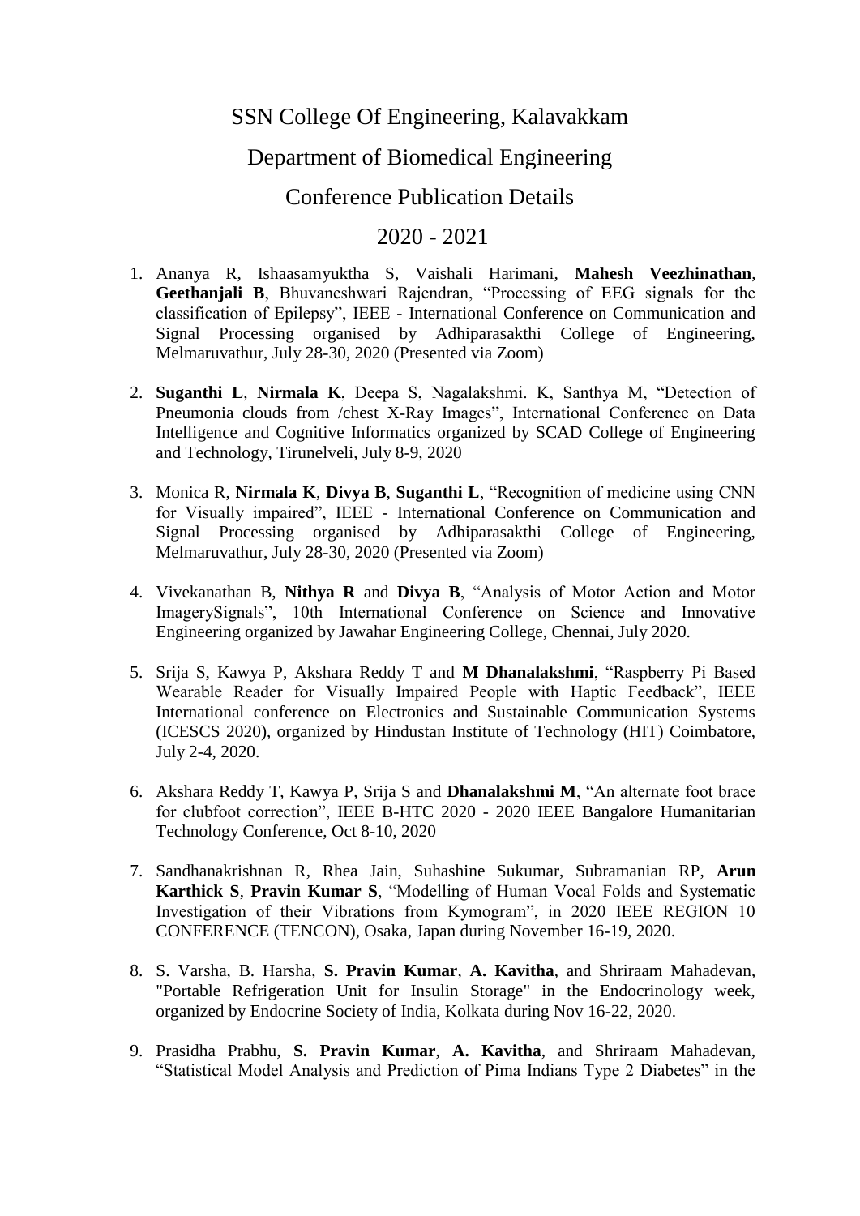# SSN College Of Engineering, Kalavakkam

## Department of Biomedical Engineering

## Conference Publication Details

## 2020 - 2021

1. Ananya R, Ishaasamyuktha S, Vaishali Harimani, **Mahesh Veezhinathan**, **Geethanjali B**, Bhuvaneshwari Rajendran, "Processing of EEG signals for the classification of Epilepsy", IEEE - International Conference on Communication and Signal Processing organised by Adhiparasakthi College of Engineering, Melmaruvathur, July 28-30, 2020 (Presented via Zoom)

2. **Suganthi L**, **Nirmala K**, Deepa S, Nagalakshmi. K, Santhya M, "Detection of Pneumonia clouds from /chest X-Ray Images", International Conference on Data Intelligence and Cognitive Informatics organized by SCAD College of Engineering and Technology, Tirunelveli, July 8-9, 2020

3. Monica R, **Nirmala K**, **Divya B**, **Suganthi L**, "Recognition of medicine using CNN for Visually impaired", IEEE - International Conference on Communication and Signal Processing organised by Adhiparasakthi College of Engineering, Melmaruvathur, July 28-30, 2020 (Presented via Zoom)

4. Vivekanathan B, **Nithya R** and **Divya B**, "Analysis of Motor Action and Motor ImagerySignals", 10th International Conference on Science and Innovative Engineering organized by Jawahar Engineering College, Chennai, July 2020.

5. Srija S, Kawya P, Akshara Reddy T and **M Dhanalakshmi**, "Raspberry Pi Based Wearable Reader for Visually Impaired People with Haptic Feedback", IEEE International conference on Electronics and Sustainable Communication Systems (ICESCS 2020), organized by Hindustan Institute of Technology (HIT) Coimbatore, July 2-4, 2020.

6. Akshara Reddy T, Kawya P, Srija S and **Dhanalakshmi M**, "An alternate foot brace for clubfoot correction", IEEE B-HTC 2020 - 2020 IEEE Bangalore Humanitarian Technology Conference, Oct 8-10, 2020

7. Sandhanakrishnan R, Rhea Jain, Suhashine Sukumar, Subramanian RP, **Arun Karthick S**, **Pravin Kumar S**, "Modelling of Human Vocal Folds and Systematic Investigation of their Vibrations from Kymogram", in 2020 IEEE REGION 10 CONFERENCE (TENCON), Osaka, Japan during November 16-19, 2020.

8. S. Varsha, B. Harsha, **S. Pravin Kumar**, **A. Kavitha**, and Shriraam Mahadevan, "Portable Refrigeration Unit for Insulin Storage" in the Endocrinology week, organized by Endocrine Society of India, Kolkata during Nov 16-22, 2020.

9. Prasidha Prabhu, **S. Pravin Kumar**, **A. Kavitha**, and Shriraam Mahadevan, "Statistical Model Analysis and Prediction of Pima Indians Type 2 Diabetes" in the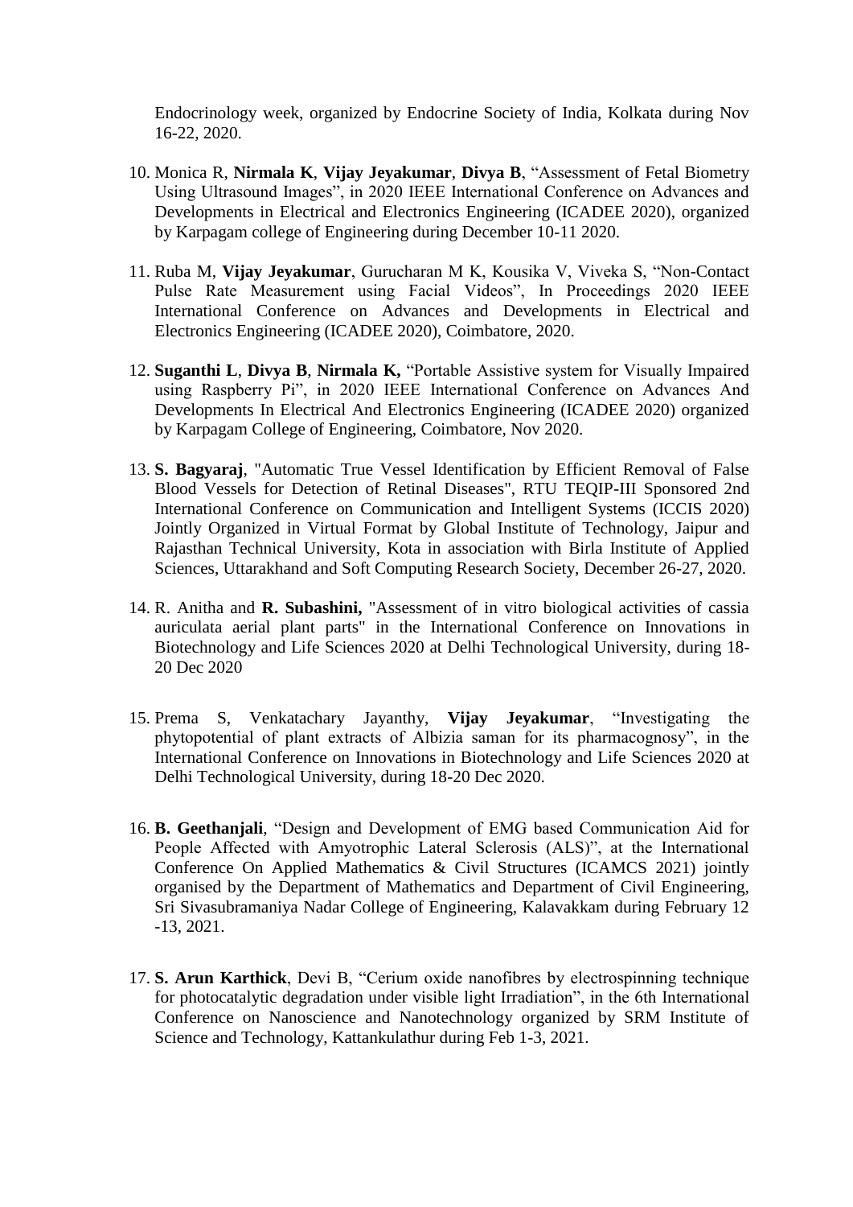Endocrinology week, organized by Endocrine Society of India, Kolkata during Nov 16-22, 2020.

10. Monica R, **Nirmala K**, **Vijay Jeyakumar**, **Divya B**, "Assessment of Fetal Biometry Using Ultrasound Images", in 2020 IEEE International Conference on Advances and Developments in Electrical and Electronics Engineering (ICADEE 2020), organized by Karpagam college of Engineering during December 10-11 2020.

11. Ruba M, **Vijay Jeyakumar**, Gurucharan M K, Kousika V, Viveka S, "Non-Contact Pulse Rate Measurement using Facial Videos", In Proceedings 2020 IEEE International Conference on Advances and Developments in Electrical and Electronics Engineering (ICADEE 2020), Coimbatore, 2020.

12. **Suganthi L**, **Divya B**, **Nirmala K,** "Portable Assistive system for Visually Impaired using Raspberry Pi", in 2020 IEEE International Conference on Advances And Developments In Electrical And Electronics Engineering (ICADEE 2020) organized by Karpagam College of Engineering, Coimbatore, Nov 2020.

13. **S. Bagyaraj**, "Automatic True Vessel Identification by Efficient Removal of False Blood Vessels for Detection of Retinal Diseases", RTU TEQIP-III Sponsored 2nd International Conference on Communication and Intelligent Systems (ICCIS 2020) Jointly Organized in Virtual Format by Global Institute of Technology, Jaipur and Rajasthan Technical University, Kota in association with Birla Institute of Applied Sciences, Uttarakhand and Soft Computing Research Society, December 26-27, 2020.

14. R. Anitha and **R. Subashini,** "Assessment of in vitro biological activities of cassia auriculata aerial plant parts" in the International Conference on Innovations in Biotechnology and Life Sciences 2020 at Delhi Technological University, during 18-20 Dec 2020

15. Prema S, Venkatachary Jayanthy, **Vijay Jeyakumar**, "Investigating the phytopotential of plant extracts of Albizia saman for its pharmacognosy", in the International Conference on Innovations in Biotechnology and Life Sciences 2020 at Delhi Technological University, during 18-20 Dec 2020.

16. **B. Geethanjali**, "Design and Development of EMG based Communication Aid for People Affected with Amyotrophic Lateral Sclerosis (ALS)", at the International Conference On Applied Mathematics & Civil Structures (ICAMCS 2021) jointly organised by the Department of Mathematics and Department of Civil Engineering, Sri Sivasubramaniya Nadar College of Engineering, Kalavakkam during February 12 -13, 2021.

17. **S. Arun Karthick**, Devi B, "Cerium oxide nanofibres by electrospinning technique for photocatalytic degradation under visible light Irradiation", in the 6th International Conference on Nanoscience and Nanotechnology organized by SRM Institute of Science and Technology, Kattankulathur during Feb 1-3, 2021.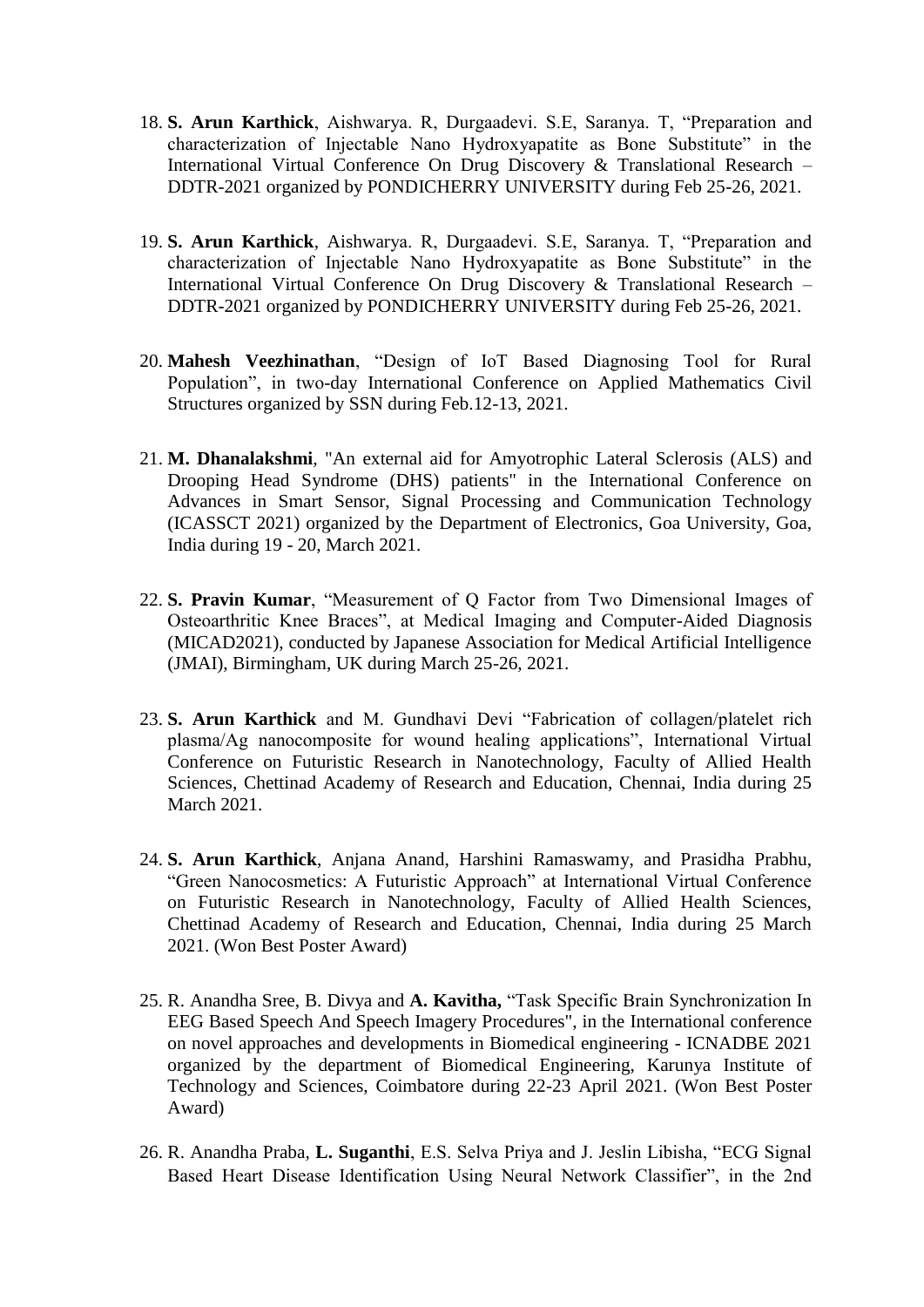18. **S. Arun Karthick**, Aishwarya. R, Durgaadevi. S.E, Saranya. T, "Preparation and characterization of Injectable Nano Hydroxyapatite as Bone Substitute" in the International Virtual Conference On Drug Discovery & Translational Research – DDTR-2021 organized by PONDICHERRY UNIVERSITY during Feb 25-26, 2021.

19. **S. Arun Karthick**, Aishwarya. R, Durgaadevi. S.E, Saranya. T, "Preparation and characterization of Injectable Nano Hydroxyapatite as Bone Substitute" in the International Virtual Conference On Drug Discovery & Translational Research – DDTR-2021 organized by PONDICHERRY UNIVERSITY during Feb 25-26, 2021.

20. **Mahesh Veezhinathan**, "Design of IoT Based Diagnosing Tool for Rural Population", in two-day International Conference on Applied Mathematics Civil Structures organized by SSN during Feb.12-13, 2021.

21. **M. Dhanalakshmi**, "An external aid for Amyotrophic Lateral Sclerosis (ALS) and Drooping Head Syndrome (DHS) patients" in the International Conference on Advances in Smart Sensor, Signal Processing and Communication Technology (ICASSCT 2021) organized by the Department of Electronics, Goa University, Goa, India during 19 - 20, March 2021.

22. **S. Pravin Kumar**, "Measurement of Q Factor from Two Dimensional Images of Osteoarthritic Knee Braces", at Medical Imaging and Computer-Aided Diagnosis (MICAD2021), conducted by Japanese Association for Medical Artificial Intelligence (JMAI), Birmingham, UK during March 25-26, 2021.

23. **S. Arun Karthick** and M. Gundhavi Devi "Fabrication of collagen/platelet rich plasma/Ag nanocomposite for wound healing applications", International Virtual Conference on Futuristic Research in Nanotechnology, Faculty of Allied Health Sciences, Chettinad Academy of Research and Education, Chennai, India during 25 March 2021.

24. **S. Arun Karthick**, Anjana Anand, Harshini Ramaswamy, and Prasidha Prabhu, "Green Nanocosmetics: A Futuristic Approach" at International Virtual Conference on Futuristic Research in Nanotechnology, Faculty of Allied Health Sciences, Chettinad Academy of Research and Education, Chennai, India during 25 March 2021. (Won Best Poster Award)

25. R. Anandha Sree, B. Divya and **A. Kavitha,** "Task Specific Brain Synchronization In EEG Based Speech And Speech Imagery Procedures", in the International conference on novel approaches and developments in Biomedical engineering - ICNADBE 2021 organized by the department of Biomedical Engineering, Karunya Institute of Technology and Sciences, Coimbatore during 22-23 April 2021. (Won Best Poster Award)

26. R. Anandha Praba, **L. Suganthi**, E.S. Selva Priya and J. Jeslin Libisha, "ECG Signal Based Heart Disease Identification Using Neural Network Classifier", in the 2nd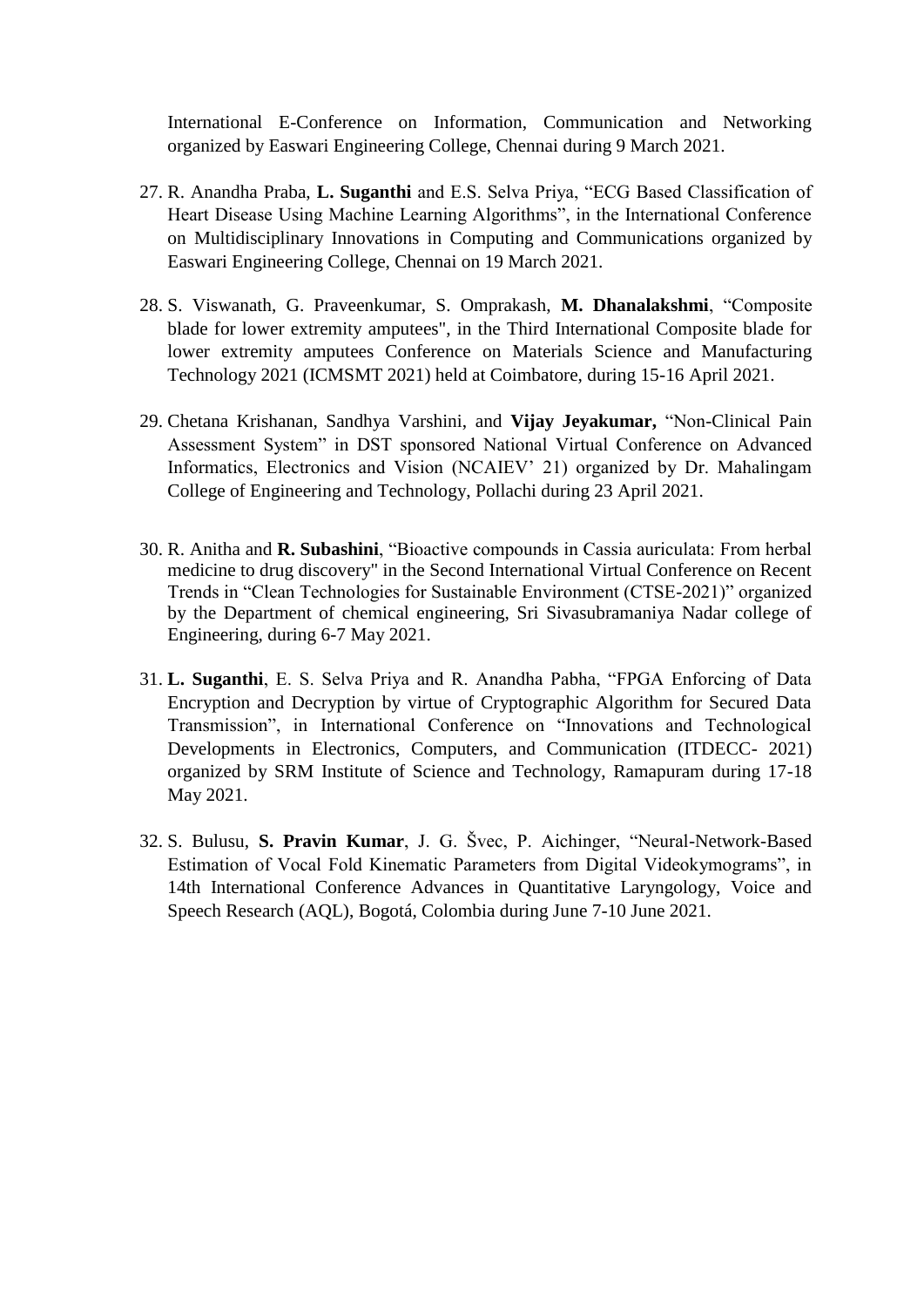International E-Conference on Information, Communication and Networking organized by Easwari Engineering College, Chennai during 9 March 2021.

27. R. Anandha Praba, **L. Suganthi** and E.S. Selva Priya, "ECG Based Classification of Heart Disease Using Machine Learning Algorithms", in the International Conference on Multidisciplinary Innovations in Computing and Communications organized by Easwari Engineering College, Chennai on 19 March 2021.

28. S. Viswanath, G. Praveenkumar, S. Omprakash, **M. Dhanalakshmi**, "Composite blade for lower extremity amputees", in the Third International Composite blade for lower extremity amputees Conference on Materials Science and Manufacturing Technology 2021 (ICMSMT 2021) held at Coimbatore, during 15-16 April 2021.

29. Chetana Krishanan, Sandhya Varshini, and **Vijay Jeyakumar,** "Non-Clinical Pain Assessment System" in DST sponsored National Virtual Conference on Advanced Informatics, Electronics and Vision (NCAIEV' 21) organized by Dr. Mahalingam College of Engineering and Technology, Pollachi during 23 April 2021.

30. R. Anitha and **R. Subashini**, "Bioactive compounds in Cassia auriculata: From herbal medicine to drug discovery" in the Second International Virtual Conference on Recent Trends in "Clean Technologies for Sustainable Environment (CTSE-2021)" organized by the Department of chemical engineering, Sri Sivasubramaniya Nadar college of Engineering, during 6-7 May 2021.

31. **L. Suganthi**, E. S. Selva Priya and R. Anandha Pabha, "FPGA Enforcing of Data Encryption and Decryption by virtue of Cryptographic Algorithm for Secured Data Transmission", in International Conference on "Innovations and Technological Developments in Electronics, Computers, and Communication (ITDECC- 2021) organized by SRM Institute of Science and Technology, Ramapuram during 17-18 May 2021.

32. S. Bulusu, **S. Pravin Kumar**, J. G. Švec, P. Aichinger, "Neural-Network-Based Estimation of Vocal Fold Kinematic Parameters from Digital Videokymograms", in 14th International Conference Advances in Quantitative Laryngology, Voice and Speech Research (AQL), Bogotá, Colombia during June 7-10 June 2021.